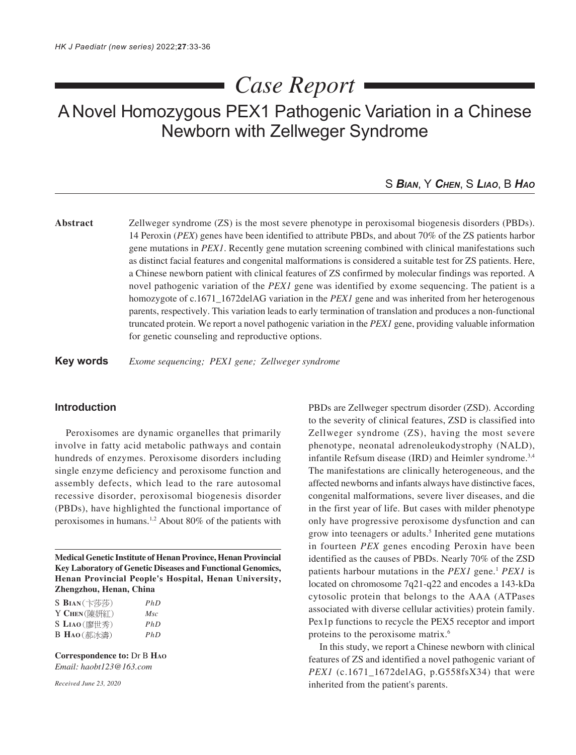# Case Report

## A Novel Homozygous PEX1 Pathogenic Variation in a Chinese Newborn with Zellweger Syndrome

S ***Bian***, Y ***Chen***, S ***Liao***, B ***Hao***

**Abstract** Zellweger syndrome (ZS) is the most severe phenotype in peroxisomal biogenesis disorders (PBDs). 14 Peroxin (*PEX*) genes have been identified to attribute PBDs, and about 70% of the ZS patients harbor gene mutations in *PEX1*. Recently gene mutation screening combined with clinical manifestations such as distinct facial features and congenital malformations is considered a suitable test for ZS patients. Here, a Chinese newborn patient with clinical features of ZS confirmed by molecular findings was reported. A novel pathogenic variation of the *PEX1* gene was identified by exome sequencing. The patient is a homozygote of c.1671_1672delAG variation in the *PEX1* gene and was inherited from her heterogenous parents, respectively. This variation leads to early termination of translation and produces a non-functional truncated protein. We report a novel pathogenic variation in the *PEX1* gene, providing valuable information for genetic counseling and reproductive options.

**Key words** *Exome sequencing; PEX1 gene; Zellweger syndrome*

## Introduction

Peroxisomes are dynamic organelles that primarily involve in fatty acid metabolic pathways and contain hundreds of enzymes. Peroxisome disorders including single enzyme deficiency and peroxisome function and assembly defects, which lead to the rare autosomal recessive disorder, peroxisomal biogenesis disorder (PBDs), have highlighted the functional importance of peroxisomes in humans.[1,2] About 80% of the patients with PBDs are Zellweger spectrum disorder (ZSD). According to the severity of clinical features, ZSD is classified into Zellweger syndrome (ZS), having the most severe phenotype, neonatal adrenoleukodystrophy (NALD), infantile Refsum disease (IRD) and Heimler syndrome.[3,4] The manifestations are clinically heterogeneous, and the affected newborns and infants always have distinctive faces, congenital malformations, severe liver diseases, and die in the first year of life. But cases with milder phenotype only have progressive peroxisome dysfunction and can grow into teenagers or adults.[5] Inherited gene mutations in fourteen *PEX* genes encoding Peroxin have been identified as the causes of PBDs. Nearly 70% of the ZSD patients harbour mutations in the *PEX1* gene.[1] *PEX1* is located on chromosome 7q21-q22 and encodes a 143-kDa cytosolic protein that belongs to the AAA (ATPases associated with diverse cellular activities) protein family. Pex1p functions to recycle the PEX5 receptor and import proteins to the peroxisome matrix.[6]

In this study, we report a Chinese newborn with clinical features of ZS and identified a novel pathogenic variant of *PEX1* (c.1671_1672delAG, p.G558fsX34) that were inherited from the patient's parents.

**Medical Genetic Institute of Henan Province, Henan Provincial Key Laboratory of Genetic Diseases and Functional Genomics, Henan Provincial People's Hospital, Henan University, Zhengzhou, Henan, China**

| | |
|---|---|
| S **Bian** (卞莎莎) | *PhD* |
| Y **Chen** (陳妍紅) | *Msc* |
| S **Liao** (廖世秀) | *PhD* |
| B **Hao** (郝冰濤) | *PhD* |

**Correspondence to:** Dr B **Hao**
*Email: haobt123@163.com*

*Received June 23, 2020*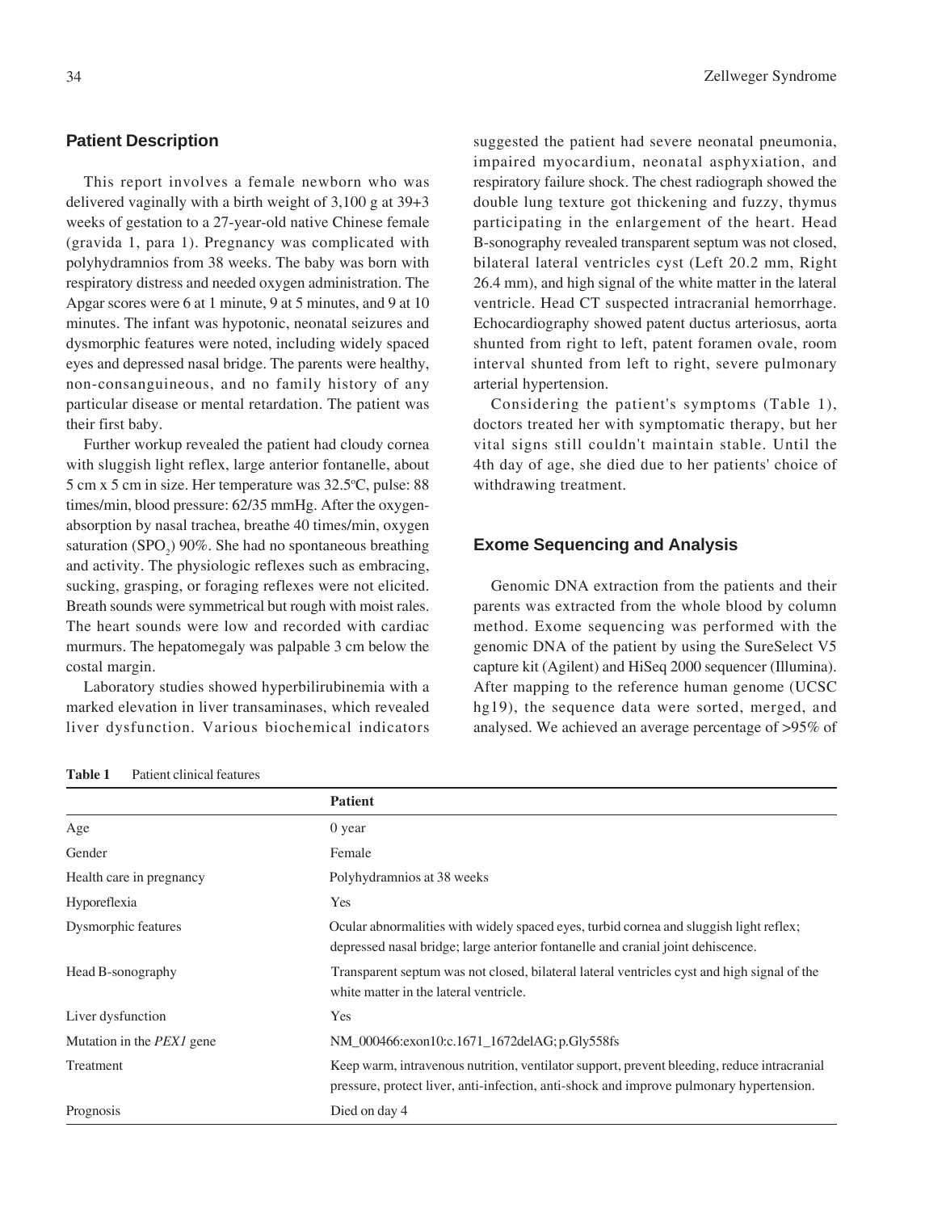## Patient Description

This report involves a female newborn who was delivered vaginally with a birth weight of 3,100 g at 39+3 weeks of gestation to a 27-year-old native Chinese female (gravida 1, para 1). Pregnancy was complicated with polyhydramnios from 38 weeks. The baby was born with respiratory distress and needed oxygen administration. The Apgar scores were 6 at 1 minute, 9 at 5 minutes, and 9 at 10 minutes. The infant was hypotonic, neonatal seizures and dysmorphic features were noted, including widely spaced eyes and depressed nasal bridge. The parents were healthy, non-consanguineous, and no family history of any particular disease or mental retardation. The patient was their first baby.

Further workup revealed the patient had cloudy cornea with sluggish light reflex, large anterior fontanelle, about 5 cm x 5 cm in size. Her temperature was 32.5°C, pulse: 88 times/min, blood pressure: 62/35 mmHg. After the oxygen-absorption by nasal trachea, breathe 40 times/min, oxygen saturation ($SPO_2$) 90%. She had no spontaneous breathing and activity. The physiologic reflexes such as embracing, sucking, grasping, or foraging reflexes were not elicited. Breath sounds were symmetrical but rough with moist rales. The heart sounds were low and recorded with cardiac murmurs. The hepatomegaly was palpable 3 cm below the costal margin.

Laboratory studies showed hyperbilirubinemia with a marked elevation in liver transaminases, which revealed liver dysfunction. Various biochemical indicators suggested the patient had severe neonatal pneumonia, impaired myocardium, neonatal asphyxiation, and respiratory failure shock. The chest radiograph showed the double lung texture got thickening and fuzzy, thymus participating in the enlargement of the heart. Head B-sonography revealed transparent septum was not closed, bilateral lateral ventricles cyst (Left 20.2 mm, Right 26.4 mm), and high signal of the white matter in the lateral ventricle. Head CT suspected intracranial hemorrhage. Echocardiography showed patent ductus arteriosus, aorta shunted from right to left, patent foramen ovale, room interval shunted from left to right, severe pulmonary arterial hypertension.

Considering the patient's symptoms (Table 1), doctors treated her with symptomatic therapy, but her vital signs still couldn't maintain stable. Until the 4th day of age, she died due to her patients' choice of withdrawing treatment.

## Exome Sequencing and Analysis

Genomic DNA extraction from the patients and their parents was extracted from the whole blood by column method. Exome sequencing was performed with the genomic DNA of the patient by using the SureSelect V5 capture kit (Agilent) and HiSeq 2000 sequencer (Illumina). After mapping to the reference human genome (UCSC hg19), the sequence data were sorted, merged, and analysed. We achieved an average percentage of >95% of

**Table 1** Patient clinical features

| | **Patient** |
|---|---|
| Age | 0 year |
| Gender | Female |
| Health care in pregnancy | Polyhydramnios at 38 weeks |
| Hyporeflexia | Yes |
| Dysmorphic features | Ocular abnormalities with widely spaced eyes, turbid cornea and sluggish light reflex; depressed nasal bridge; large anterior fontanelle and cranial joint dehiscence. |
| Head B-sonography | Transparent septum was not closed, bilateral lateral ventricles cyst and high signal of the white matter in the lateral ventricle. |
| Liver dysfunction | Yes |
| Mutation in the *PEX1* gene | NM_000466:exon10:c.1671_1672delAG; p.Gly558fs |
| Treatment | Keep warm, intravenous nutrition, ventilator support, prevent bleeding, reduce intracranial pressure, protect liver, anti-infection, anti-shock and improve pulmonary hypertension. |
| Prognosis | Died on day 4 |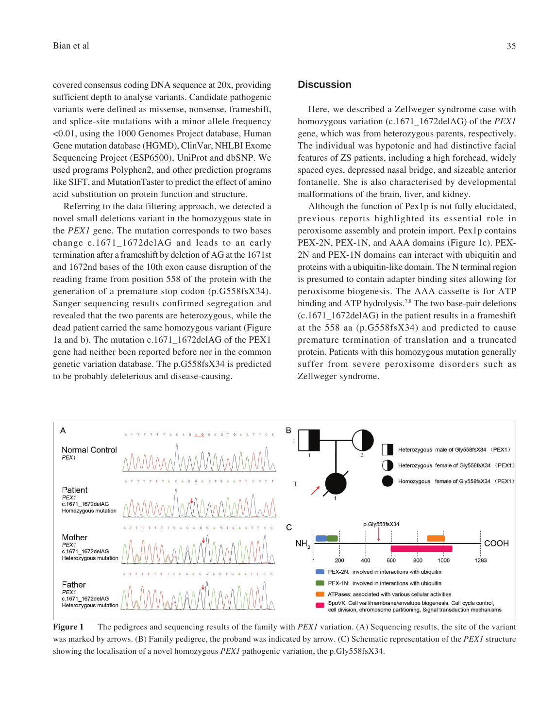covered consensus coding DNA sequence at 20x, providing sufficient depth to analyse variants. Candidate pathogenic variants were defined as missense, nonsense, frameshift, and splice-site mutations with a minor allele frequency <0.01, using the 1000 Genomes Project database, Human Gene mutation database (HGMD), ClinVar, NHLBI Exome Sequencing Project (ESP6500), UniProt and dbSNP. We used programs Polyphen2, and other prediction programs like SIFT, and MutationTaster to predict the effect of amino acid substitution on protein function and structure.

Referring to the data filtering approach, we detected a novel small deletions variant in the homozygous state in the *PEX1* gene. The mutation corresponds to two bases change c.1671_1672delAG and leads to an early termination after a frameshift by deletion of AG at the 1671st and 1672nd bases of the 10th exon cause disruption of the reading frame from position 558 of the protein with the generation of a premature stop codon (p.G558fsX34). Sanger sequencing results confirmed segregation and revealed that the two parents are heterozygous, while the dead patient carried the same homozygous variant (Figure 1a and b). The mutation c.1671_1672delAG of the PEX1 gene had neither been reported before nor in the common genetic variation database. The p.G558fsX34 is predicted to be probably deleterious and disease-causing.

## Discussion

Here, we described a Zellweger syndrome case with homozygous variation (c.1671_1672delAG) of the *PEX1* gene, which was from heterozygous parents, respectively. The individual was hypotonic and had distinctive facial features of ZS patients, including a high forehead, widely spaced eyes, depressed nasal bridge, and sizeable anterior fontanelle. She is also characterised by developmental malformations of the brain, liver, and kidney.

Although the function of Pex1p is not fully elucidated, previous reports highlighted its essential role in peroxisome assembly and protein import. Pex1p contains PEX-2N, PEX-1N, and AAA domains (Figure 1c). PEX-2N and PEX-1N domains can interact with ubiquitin and proteins with a ubiquitin-like domain. The N terminal region is presumed to contain adapter binding sites allowing for peroxisome biogenesis. The AAA cassette is for ATP binding and ATP hydrolysis.[7,8] The two base-pair deletions (c.1671_1672delAG) in the patient results in a frameshift at the 558 aa (p.G558fsX34) and predicted to cause premature termination of translation and a truncated protein. Patients with this homozygous mutation generally suffer from severe peroxisome disorders such as Zellweger syndrome.

**Figure 1** The pedigrees and sequencing results of the family with *PEX1* variation. (A) Sequencing results, the site of the variant was marked by arrows. (B) Family pedigree, the proband was indicated by arrow. (C) Schematic representation of the *PEX1* structure showing the localisation of a novel homozygous *PEX1* pathogenic variation, the p.Gly558fsX34.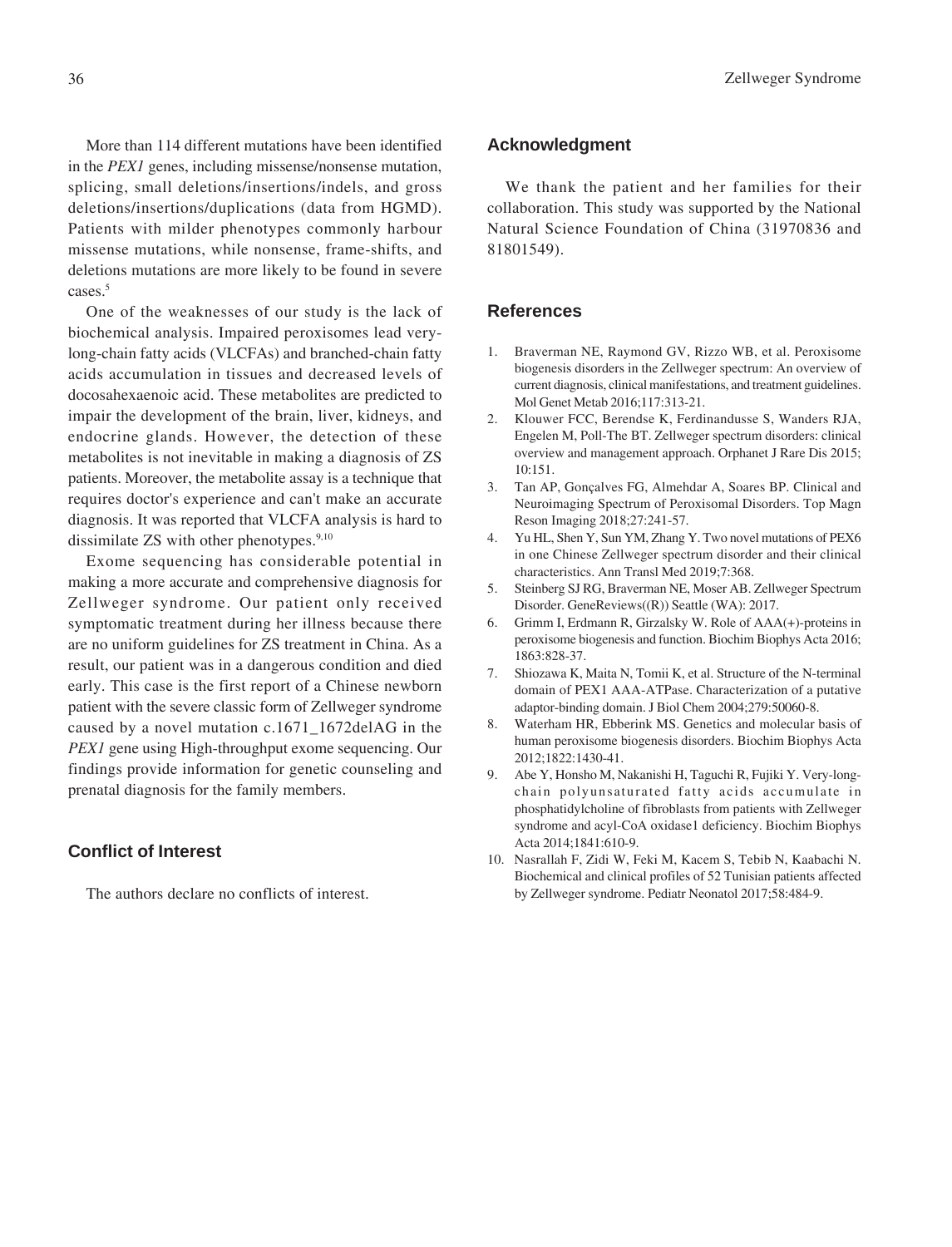More than 114 different mutations have been identified in the *PEX1* genes, including missense/nonsense mutation, splicing, small deletions/insertions/indels, and gross deletions/insertions/duplications (data from HGMD). Patients with milder phenotypes commonly harbour missense mutations, while nonsense, frame-shifts, and deletions mutations are more likely to be found in severe cases.[5]

One of the weaknesses of our study is the lack of biochemical analysis. Impaired peroxisomes lead very-long-chain fatty acids (VLCFAs) and branched-chain fatty acids accumulation in tissues and decreased levels of docosahexaenoic acid. These metabolites are predicted to impair the development of the brain, liver, kidneys, and endocrine glands. However, the detection of these metabolites is not inevitable in making a diagnosis of ZS patients. Moreover, the metabolite assay is a technique that requires doctor's experience and can't make an accurate diagnosis. It was reported that VLCFA analysis is hard to dissimilate ZS with other phenotypes.[9,10]

Exome sequencing has considerable potential in making a more accurate and comprehensive diagnosis for Zellweger syndrome. Our patient only received symptomatic treatment during her illness because there are no uniform guidelines for ZS treatment in China. As a result, our patient was in a dangerous condition and died early. This case is the first report of a Chinese newborn patient with the severe classic form of Zellweger syndrome caused by a novel mutation c.1671_1672delAG in the *PEX1* gene using High-throughput exome sequencing. Our findings provide information for genetic counseling and prenatal diagnosis for the family members.

## Conflict of Interest

The authors declare no conflicts of interest.

## Acknowledgment

We thank the patient and her families for their collaboration. This study was supported by the National Natural Science Foundation of China (31970836 and 81801549).

## References

1. Braverman NE, Raymond GV, Rizzo WB, et al. Peroxisome biogenesis disorders in the Zellweger spectrum: An overview of current diagnosis, clinical manifestations, and treatment guidelines. Mol Genet Metab 2016;117:313-21.
2. Klouwer FCC, Berendse K, Ferdinandusse S, Wanders RJA, Engelen M, Poll-The BT. Zellweger spectrum disorders: clinical overview and management approach. Orphanet J Rare Dis 2015; 10:151.
3. Tan AP, Gonçalves FG, Almehdar A, Soares BP. Clinical and Neuroimaging Spectrum of Peroxisomal Disorders. Top Magn Reson Imaging 2018;27:241-57.
4. Yu HL, Shen Y, Sun YM, Zhang Y. Two novel mutations of PEX6 in one Chinese Zellweger spectrum disorder and their clinical characteristics. Ann Transl Med 2019;7:368.
5. Steinberg SJ RG, Braverman NE, Moser AB. Zellweger Spectrum Disorder. GeneReviews((R)) Seattle (WA): 2017.
6. Grimm I, Erdmann R, Girzalsky W. Role of AAA(+)-proteins in peroxisome biogenesis and function. Biochim Biophys Acta 2016; 1863:828-37.
7. Shiozawa K, Maita N, Tomii K, et al. Structure of the N-terminal domain of PEX1 AAA-ATPase. Characterization of a putative adaptor-binding domain. J Biol Chem 2004;279:50060-8.
8. Waterham HR, Ebberink MS. Genetics and molecular basis of human peroxisome biogenesis disorders. Biochim Biophys Acta 2012;1822:1430-41.
9. Abe Y, Honsho M, Nakanishi H, Taguchi R, Fujiki Y. Very-long-chain polyunsaturated fatty acids accumulate in phosphatidylcholine of fibroblasts from patients with Zellweger syndrome and acyl-CoA oxidase1 deficiency. Biochim Biophys Acta 2014;1841:610-9.
10. Nasrallah F, Zidi W, Feki M, Kacem S, Tebib N, Kaabachi N. Biochemical and clinical profiles of 52 Tunisian patients affected by Zellweger syndrome. Pediatr Neonatol 2017;58:484-9.